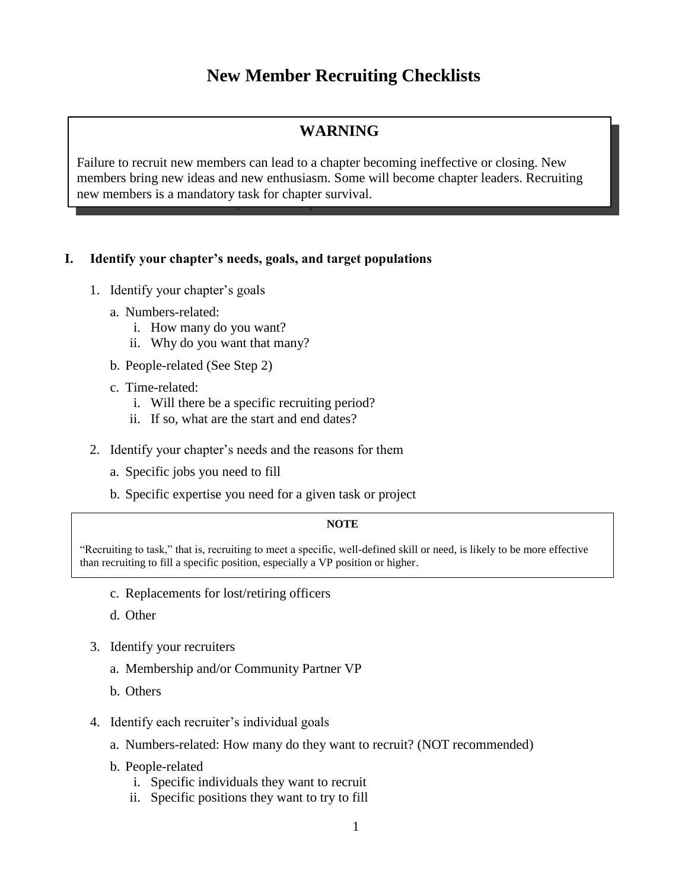# New Member Recruiting Checklists

> **WARNING**
>
> Failure to recruit new members can lead to a chapter becoming ineffective or closing. New members bring new ideas and new enthusiasm. Some will become chapter leaders. Recruiting new members is a mandatory task for chapter survival.

## I. Identify your chapter's needs, goals, and target populations

1. Identify your chapter's goals
   a. Numbers-related:
      i. How many do you want?
      ii. Why do you want that many?
   b. People-related (See Step 2)
   c. Time-related:
      i. Will there be a specific recruiting period?
      ii. If so, what are the start and end dates?
2. Identify your chapter's needs and the reasons for them
   a. Specific jobs you need to fill
   b. Specific expertise you need for a given task or project

> **NOTE**
>
> "Recruiting to task," that is, recruiting to meet a specific, well-defined skill or need, is likely to be more effective than recruiting to fill a specific position, especially a VP position or higher.

   c. Replacements for lost/retiring officers
   d. Other
3. Identify your recruiters
   a. Membership and/or Community Partner VP
   b. Others
4. Identify each recruiter's individual goals
   a. Numbers-related: How many do they want to recruit? (NOT recommended)
   b. People-related
      i. Specific individuals they want to recruit
      ii. Specific positions they want to try to fill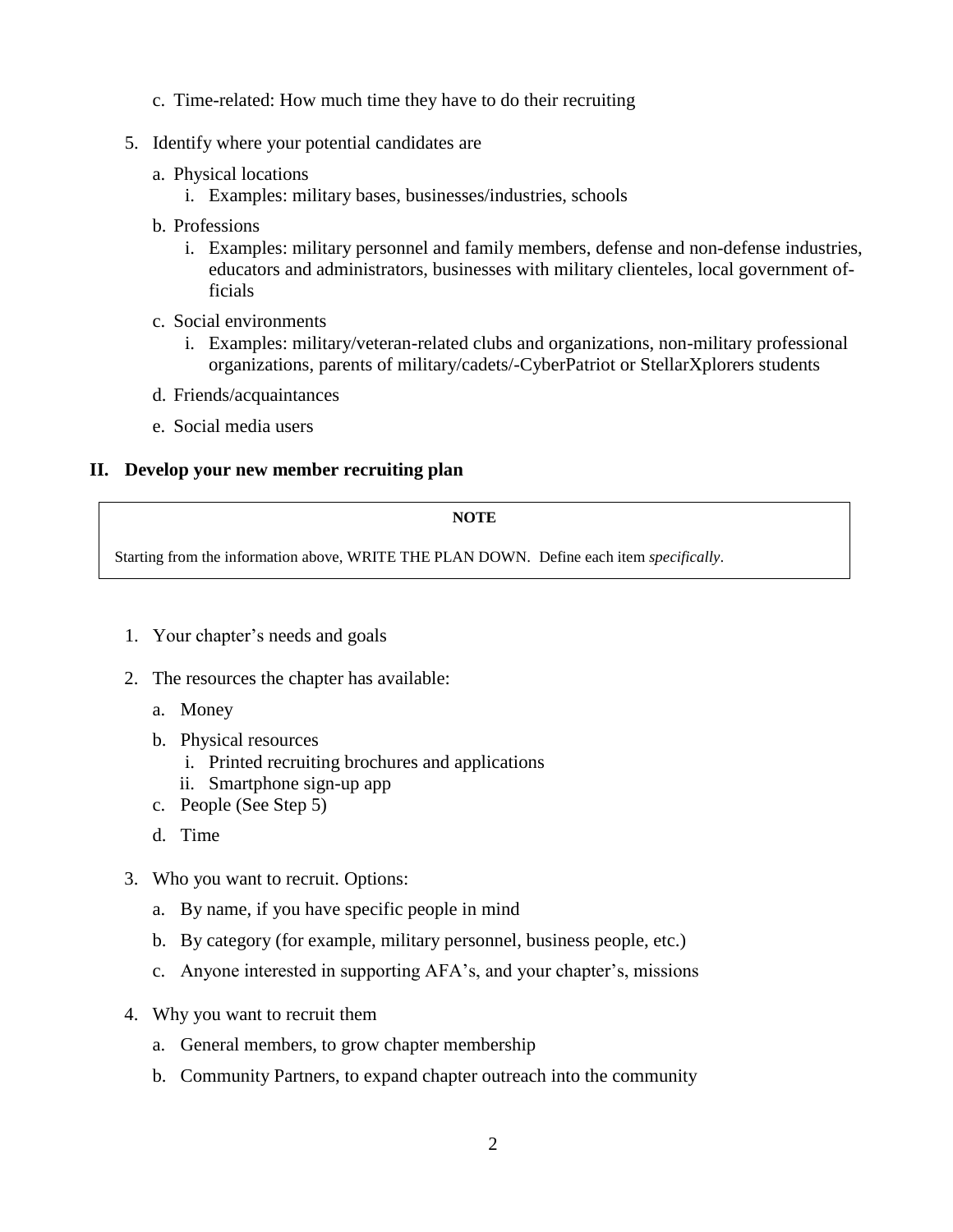c. Time-related: How much time they have to do their recruiting

5. Identify where your potential candidates are

   a. Physical locations
      i. Examples: military bases, businesses/industries, schools

   b. Professions
      i. Examples: military personnel and family members, defense and non-defense industries, educators and administrators, businesses with military clienteles, local government officials

   c. Social environments
      i. Examples: military/veteran-related clubs and organizations, non-military professional organizations, parents of military/cadets/-CyberPatriot or StellarXplorers students

   d. Friends/acquaintances

   e. Social media users

## II. Develop your new member recruiting plan

> **NOTE**
>
> Starting from the information above, WRITE THE PLAN DOWN. Define each item *specifically*.

1. Your chapter's needs and goals

2. The resources the chapter has available:

   a. Money

   b. Physical resources
      i. Printed recruiting brochures and applications
      ii. Smartphone sign-up app

   c. People (See Step 5)

   d. Time

3. Who you want to recruit. Options:

   a. By name, if you have specific people in mind

   b. By category (for example, military personnel, business people, etc.)

   c. Anyone interested in supporting AFA's, and your chapter's, missions

4. Why you want to recruit them

   a. General members, to grow chapter membership

   b. Community Partners, to expand chapter outreach into the community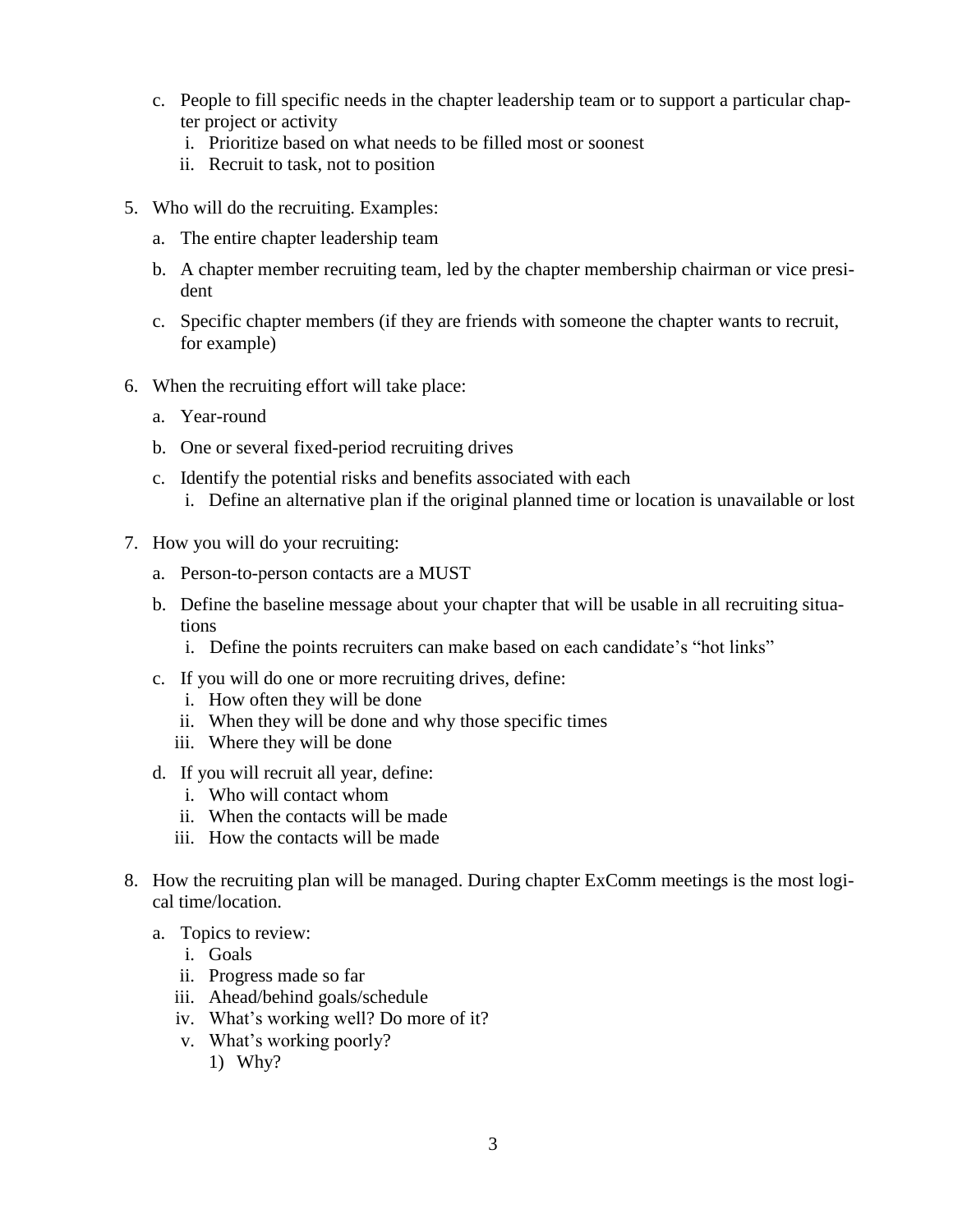c. People to fill specific needs in the chapter leadership team or to support a particular chapter project or activity
      i. Prioritize based on what needs to be filled most or soonest
      ii. Recruit to task, not to position

5. Who will do the recruiting. Examples:
   a. The entire chapter leadership team
   b. A chapter member recruiting team, led by the chapter membership chairman or vice president
   c. Specific chapter members (if they are friends with someone the chapter wants to recruit, for example)

6. When the recruiting effort will take place:
   a. Year-round
   b. One or several fixed-period recruiting drives
   c. Identify the potential risks and benefits associated with each
      i. Define an alternative plan if the original planned time or location is unavailable or lost

7. How you will do your recruiting:
   a. Person-to-person contacts are a MUST
   b. Define the baseline message about your chapter that will be usable in all recruiting situations
      i. Define the points recruiters can make based on each candidate's "hot links"
   c. If you will do one or more recruiting drives, define:
      i. How often they will be done
      ii. When they will be done and why those specific times
      iii. Where they will be done
   d. If you will recruit all year, define:
      i. Who will contact whom
      ii. When the contacts will be made
      iii. How the contacts will be made

8. How the recruiting plan will be managed. During chapter ExComm meetings is the most logical time/location.
   a. Topics to review:
      i. Goals
      ii. Progress made so far
      iii. Ahead/behind goals/schedule
      iv. What's working well? Do more of it?
      v. What's working poorly?
         1) Why?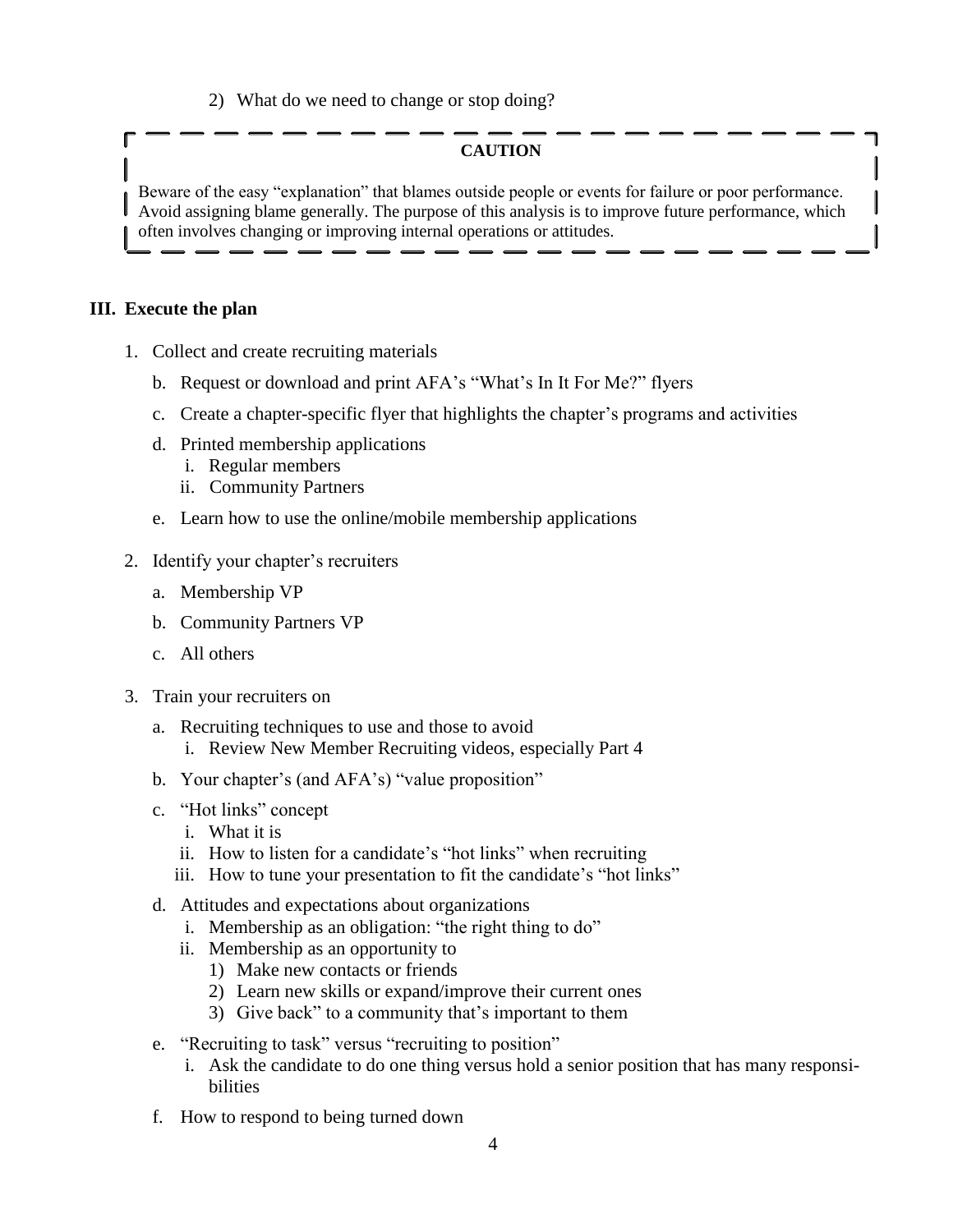2) What do we need to change or stop doing?

> **CAUTION**
>
> Beware of the easy "explanation" that blames outside people or events for failure or poor performance. Avoid assigning blame generally. The purpose of this analysis is to improve future performance, which often involves changing or improving internal operations or attitudes.

## III. Execute the plan

1. Collect and create recruiting materials
   - b. Request or download and print AFA's "What's In It For Me?" flyers
   - c. Create a chapter-specific flyer that highlights the chapter's programs and activities
   - d. Printed membership applications
     - i. Regular members
     - ii. Community Partners
   - e. Learn how to use the online/mobile membership applications
2. Identify your chapter's recruiters
   - a. Membership VP
   - b. Community Partners VP
   - c. All others
3. Train your recruiters on
   - a. Recruiting techniques to use and those to avoid
     - i. Review New Member Recruiting videos, especially Part 4
   - b. Your chapter's (and AFA's) "value proposition"
   - c. "Hot links" concept
     - i. What it is
     - ii. How to listen for a candidate's "hot links" when recruiting
     - iii. How to tune your presentation to fit the candidate's "hot links"
   - d. Attitudes and expectations about organizations
     - i. Membership as an obligation: "the right thing to do"
     - ii. Membership as an opportunity to
       1) Make new contacts or friends
       2) Learn new skills or expand/improve their current ones
       3) Give back" to a community that's important to them
   - e. "Recruiting to task" versus "recruiting to position"
     - i. Ask the candidate to do one thing versus hold a senior position that has many responsibilities
   - f. How to respond to being turned down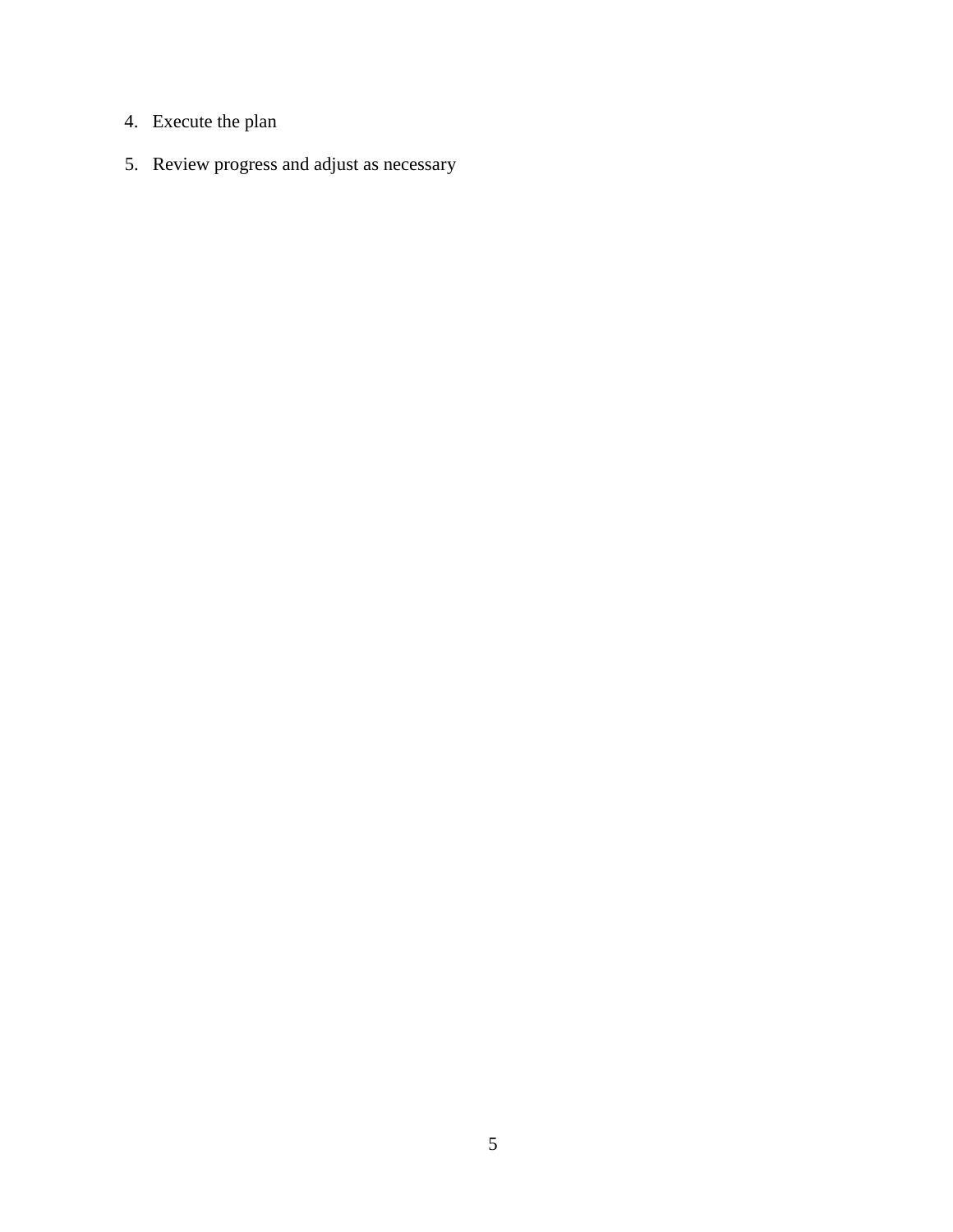4. Execute the plan
5. Review progress and adjust as necessary